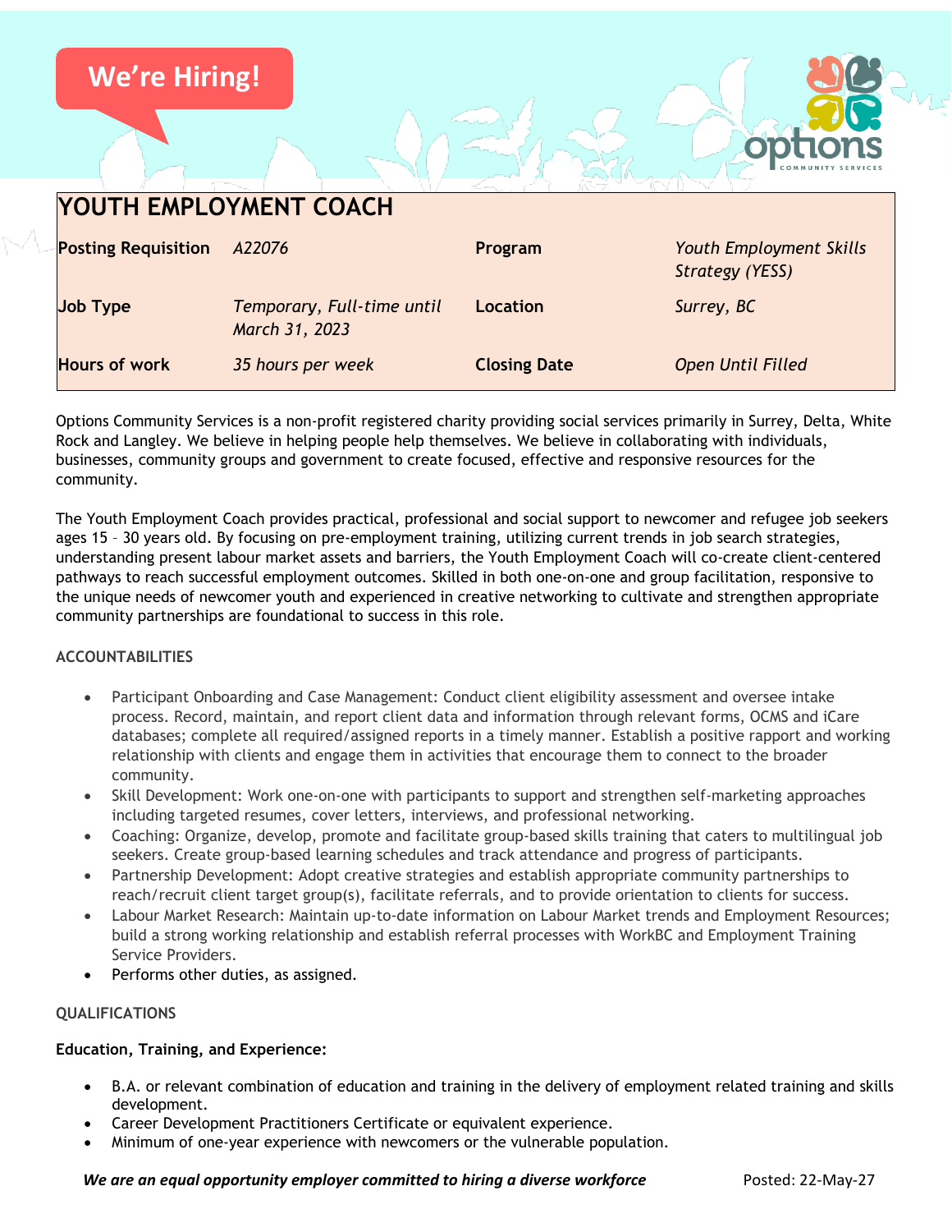We're Hiring!

# YOUTH EMPLOYMENT COACH

| | | | |
|---|---|---|---|
| **Posting Requisition** | *A22076* | **Program** | *Youth Employment Skills Strategy (YESS)* |
| **Job Type** | *Temporary, Full-time until March 31, 2023* | **Location** | *Surrey, BC* |
| **Hours of work** | *35 hours per week* | **Closing Date** | *Open Until Filled* |

Options Community Services is a non-profit registered charity providing social services primarily in Surrey, Delta, White Rock and Langley. We believe in helping people help themselves. We believe in collaborating with individuals, businesses, community groups and government to create focused, effective and responsive resources for the community.

The Youth Employment Coach provides practical, professional and social support to newcomer and refugee job seekers ages 15 – 30 years old. By focusing on pre-employment training, utilizing current trends in job search strategies, understanding present labour market assets and barriers, the Youth Employment Coach will co-create client-centered pathways to reach successful employment outcomes. Skilled in both one-on-one and group facilitation, responsive to the unique needs of newcomer youth and experienced in creative networking to cultivate and strengthen appropriate community partnerships are foundational to success in this role.

## ACCOUNTABILITIES

- Participant Onboarding and Case Management: Conduct client eligibility assessment and oversee intake process. Record, maintain, and report client data and information through relevant forms, OCMS and iCare databases; complete all required/assigned reports in a timely manner. Establish a positive rapport and working relationship with clients and engage them in activities that encourage them to connect to the broader community.
- Skill Development: Work one-on-one with participants to support and strengthen self-marketing approaches including targeted resumes, cover letters, interviews, and professional networking.
- Coaching: Organize, develop, promote and facilitate group-based skills training that caters to multilingual job seekers. Create group-based learning schedules and track attendance and progress of participants.
- Partnership Development: Adopt creative strategies and establish appropriate community partnerships to reach/recruit client target group(s), facilitate referrals, and to provide orientation to clients for success.
- Labour Market Research: Maintain up-to-date information on Labour Market trends and Employment Resources; build a strong working relationship and establish referral processes with WorkBC and Employment Training Service Providers.
- Performs other duties, as assigned.

## QUALIFICATIONS

**Education, Training, and Experience:**

- B.A. or relevant combination of education and training in the delivery of employment related training and skills development.
- Career Development Practitioners Certificate or equivalent experience.
- Minimum of one-year experience with newcomers or the vulnerable population.

***We are an equal opportunity employer committed to hiring a diverse workforce***

Posted: 22-May-27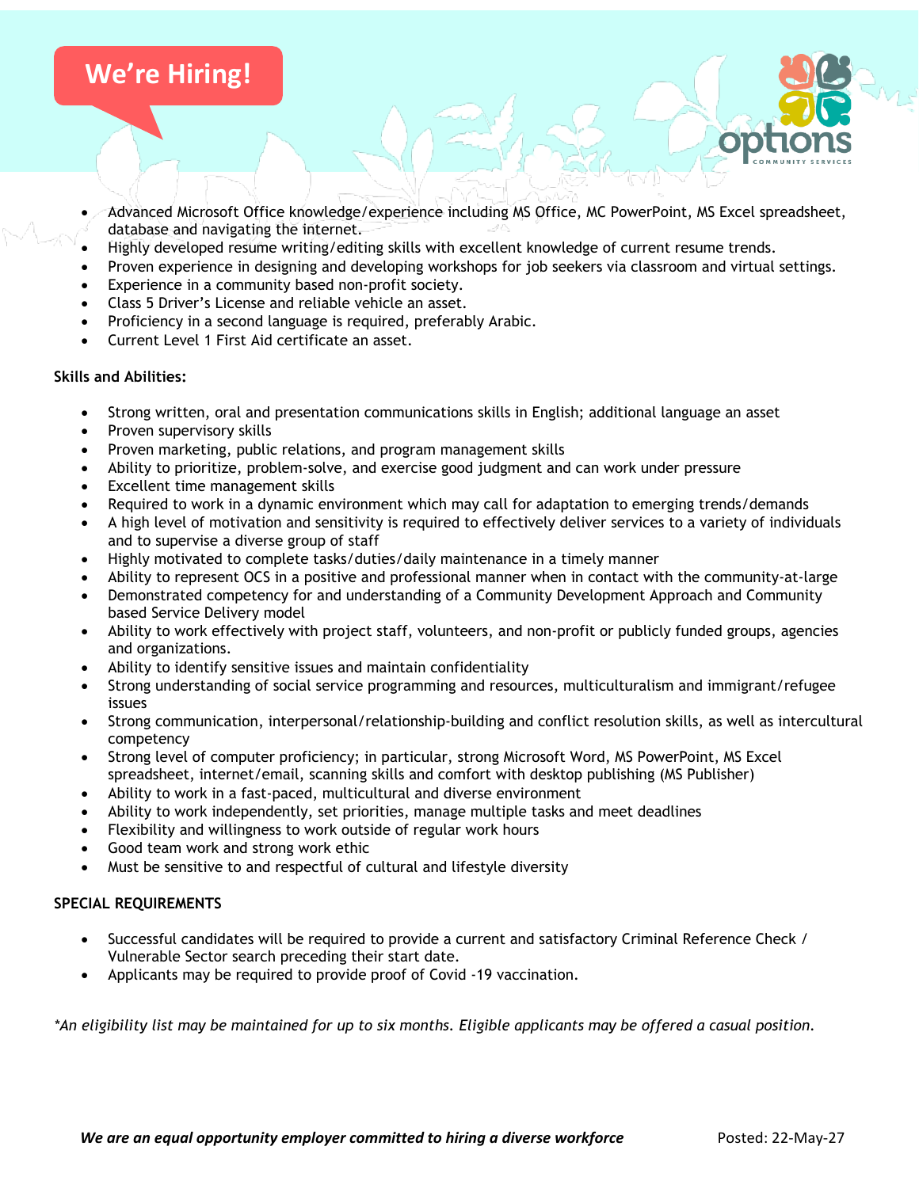We're Hiring!

- Advanced Microsoft Office knowledge/experience including MS Office, MC PowerPoint, MS Excel spreadsheet, database and navigating the internet.
- Highly developed resume writing/editing skills with excellent knowledge of current resume trends.
- Proven experience in designing and developing workshops for job seekers via classroom and virtual settings.
- Experience in a community based non-profit society.
- Class 5 Driver's License and reliable vehicle an asset.
- Proficiency in a second language is required, preferably Arabic.
- Current Level 1 First Aid certificate an asset.

**Skills and Abilities:**

- Strong written, oral and presentation communications skills in English; additional language an asset
- Proven supervisory skills
- Proven marketing, public relations, and program management skills
- Ability to prioritize, problem-solve, and exercise good judgment and can work under pressure
- Excellent time management skills
- Required to work in a dynamic environment which may call for adaptation to emerging trends/demands
- A high level of motivation and sensitivity is required to effectively deliver services to a variety of individuals and to supervise a diverse group of staff
- Highly motivated to complete tasks/duties/daily maintenance in a timely manner
- Ability to represent OCS in a positive and professional manner when in contact with the community-at-large
- Demonstrated competency for and understanding of a Community Development Approach and Community based Service Delivery model
- Ability to work effectively with project staff, volunteers, and non-profit or publicly funded groups, agencies and organizations.
- Ability to identify sensitive issues and maintain confidentiality
- Strong understanding of social service programming and resources, multiculturalism and immigrant/refugee issues
- Strong communication, interpersonal/relationship-building and conflict resolution skills, as well as intercultural competency
- Strong level of computer proficiency; in particular, strong Microsoft Word, MS PowerPoint, MS Excel spreadsheet, internet/email, scanning skills and comfort with desktop publishing (MS Publisher)
- Ability to work in a fast-paced, multicultural and diverse environment
- Ability to work independently, set priorities, manage multiple tasks and meet deadlines
- Flexibility and willingness to work outside of regular work hours
- Good team work and strong work ethic
- Must be sensitive to and respectful of cultural and lifestyle diversity

**SPECIAL REQUIREMENTS**

- Successful candidates will be required to provide a current and satisfactory Criminal Reference Check / Vulnerable Sector search preceding their start date.
- Applicants may be required to provide proof of Covid -19 vaccination.

*\*An eligibility list may be maintained for up to six months. Eligible applicants may be offered a casual position.*

***We are an equal opportunity employer committed to hiring a diverse workforce*** Posted: 22-May-27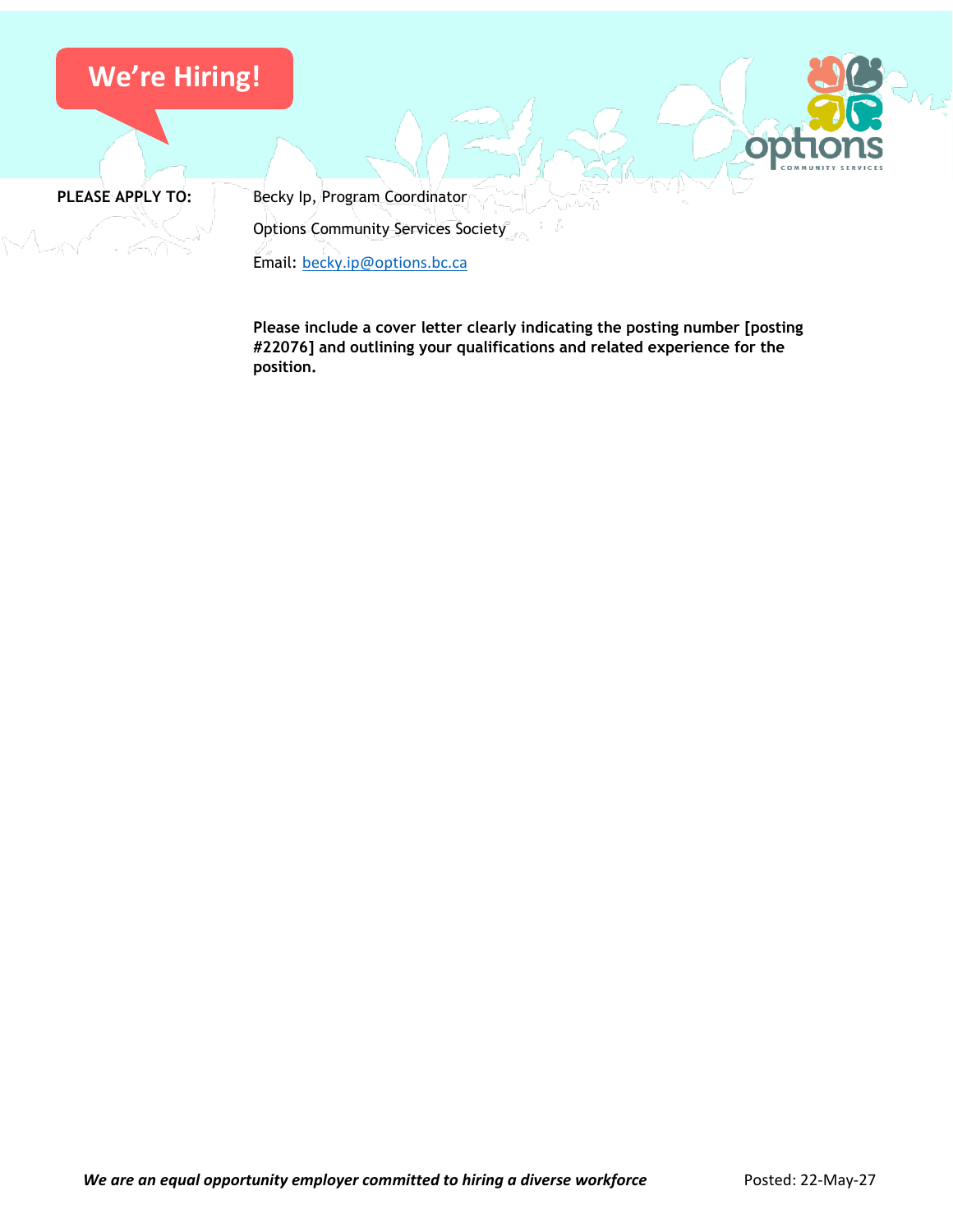We're Hiring!

**PLEASE APPLY TO:**

Becky Ip, Program Coordinator

Options Community Services Society

Email: becky.ip@options.bc.ca

**Please include a cover letter clearly indicating the posting number [posting #22076] and outlining your qualifications and related experience for the position.**

***We are an equal opportunity employer committed to hiring a diverse workforce***

Posted: 22-May-27